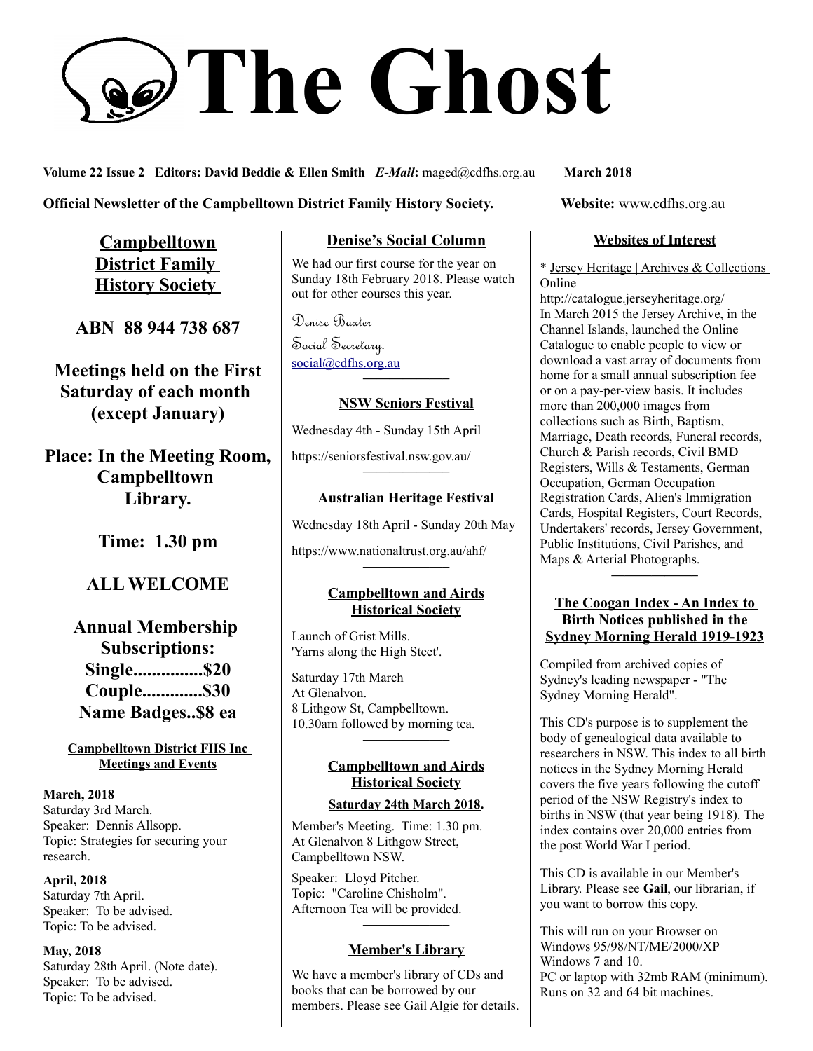# The Ghost

**Volume 22 Issue 2 Editors: David Beddie & Ellen Smith** ***E-Mail*****:** maged@cdfhs.org.au **March 2018**

**Official Newsletter of the Campbelltown District Family History Society.** **Website:** www.cdfhs.org.au

## Campbelltown District Family History Society

**ABN 88 944 738 687**

**Meetings held on the First Saturday of each month (except January)**

**Place: In the Meeting Room, Campbelltown Library.**

**Time: 1.30 pm**

**ALL WELCOME**

**Annual Membership Subscriptions:**
**Single...............$20**
**Couple.............$30**
**Name Badges..$8 ea**

### Campbelltown District FHS Inc Meetings and Events

**March, 2018**
Saturday 3rd March.
Speaker: Dennis Allsopp.
Topic: Strategies for securing your research.

**April, 2018**
Saturday 7th April.
Speaker: To be advised.
Topic: To be advised.

**May, 2018**
Saturday 28th April. (Note date).
Speaker: To be advised.
Topic: To be advised.

### Denise's Social Column

We had our first course for the year on Sunday 18th February 2018. Please watch out for other courses this year.

Denise Baxter
Social Secretary.
social@cdfhs.org.au

---

### NSW Seniors Festival

Wednesday 4th - Sunday 15th April

https://seniorsfestival.nsw.gov.au/

---

### Australian Heritage Festival

Wednesday 18th April - Sunday 20th May

https://www.nationaltrust.org.au/ahf/

---

### Campbelltown and Airds Historical Society

Launch of Grist Mills.
'Yarns along the High Steet'.

Saturday 17th March
At Glenalvon.
8 Lithgow St, Campbelltown.
10.30am followed by morning tea.

---

### Campbelltown and Airds Historical Society

**Saturday 24th March 2018.**

Member's Meeting. Time: 1.30 pm.
At Glenalvon 8 Lithgow Street, Campbelltown NSW.

Speaker: Lloyd Pitcher.
Topic: "Caroline Chisholm".
Afternoon Tea will be provided.

---

### Member's Library

We have a member's library of CDs and books that can be borrowed by our members. Please see Gail Algie for details.

### Websites of Interest

* Jersey Heritage | Archives & Collections Online
http://catalogue.jerseyheritage.org/
In March 2015 the Jersey Archive, in the Channel Islands, launched the Online Catalogue to enable people to view or download a vast array of documents from home for a small annual subscription fee or on a pay-per-view basis. It includes more than 200,000 images from collections such as Birth, Baptism, Marriage, Death records, Funeral records, Church & Parish records, Civil BMD Registers, Wills & Testaments, German Occupation, German Occupation Registration Cards, Alien's Immigration Cards, Hospital Registers, Court Records, Undertakers' records, Jersey Government, Public Institutions, Civil Parishes, and Maps & Arterial Photographs.

---

### The Coogan Index - An Index to Birth Notices published in the Sydney Morning Herald 1919-1923

Compiled from archived copies of Sydney's leading newspaper - "The Sydney Morning Herald".

This CD's purpose is to supplement the body of genealogical data available to researchers in NSW. This index to all birth notices in the Sydney Morning Herald covers the five years following the cutoff period of the NSW Registry's index to births in NSW (that year being 1918). The index contains over 20,000 entries from the post World War I period.

This CD is available in our Member's Library. Please see **Gail**, our librarian, if you want to borrow this copy.

This will run on your Browser on Windows 95/98/NT/ME/2000/XP Windows 7 and 10.
PC or laptop with 32mb RAM (minimum).
Runs on 32 and 64 bit machines.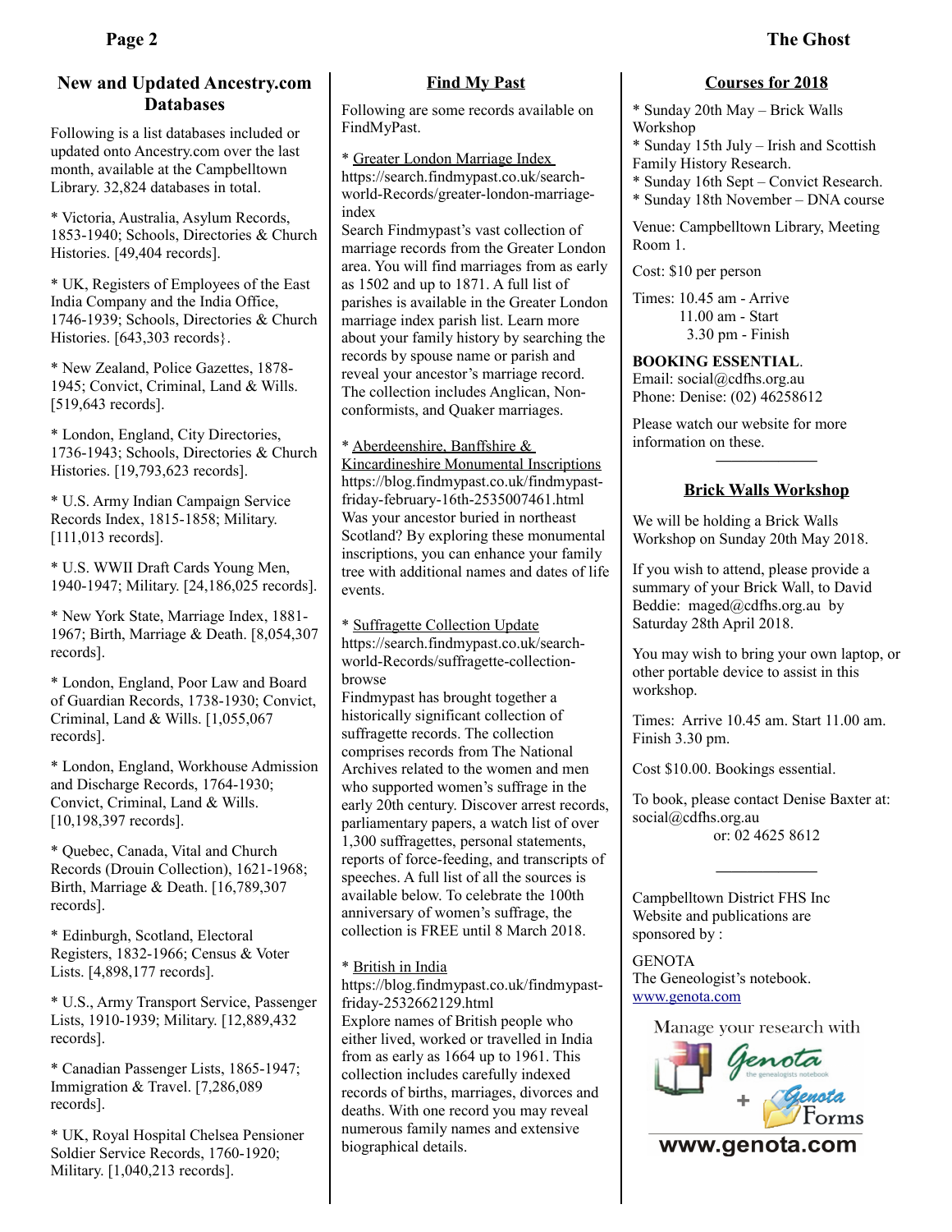## New and Updated Ancestry.com Databases

Following is a list databases included or updated onto Ancestry.com over the last month, available at the Campbelltown Library. 32,824 databases in total.

* Victoria, Australia, Asylum Records, 1853-1940; Schools, Directories & Church Histories. [49,404 records].

* UK, Registers of Employees of the East India Company and the India Office, 1746-1939; Schools, Directories & Church Histories. [643,303 records}.

* New Zealand, Police Gazettes, 1878-1945; Convict, Criminal, Land & Wills. [519,643 records].

* London, England, City Directories, 1736-1943; Schools, Directories & Church Histories. [19,793,623 records].

* U.S. Army Indian Campaign Service Records Index, 1815-1858; Military. [111,013 records].

* U.S. WWII Draft Cards Young Men, 1940-1947; Military. [24,186,025 records].

* New York State, Marriage Index, 1881-1967; Birth, Marriage & Death. [8,054,307 records].

* London, England, Poor Law and Board of Guardian Records, 1738-1930; Convict, Criminal, Land & Wills. [1,055,067 records].

* London, England, Workhouse Admission and Discharge Records, 1764-1930; Convict, Criminal, Land & Wills. [10,198,397 records].

* Quebec, Canada, Vital and Church Records (Drouin Collection), 1621-1968; Birth, Marriage & Death. [16,789,307 records].

* Edinburgh, Scotland, Electoral Registers, 1832-1966; Census & Voter Lists. [4,898,177 records].

* U.S., Army Transport Service, Passenger Lists, 1910-1939; Military. [12,889,432 records].

* Canadian Passenger Lists, 1865-1947; Immigration & Travel. [7,286,089 records].

* UK, Royal Hospital Chelsea Pensioner Soldier Service Records, 1760-1920; Military. [1,040,213 records].

## Find My Past

Following are some records available on FindMyPast.

* Greater London Marriage Index
https://search.findmypast.co.uk/search-world-Records/greater-london-marriage-index
Search Findmypast's vast collection of marriage records from the Greater London area. You will find marriages from as early as 1502 and up to 1871. A full list of parishes is available in the Greater London marriage index parish list. Learn more about your family history by searching the records by spouse name or parish and reveal your ancestor's marriage record. The collection includes Anglican, Non-conformists, and Quaker marriages.

* Aberdeenshire, Banffshire & Kincardineshire Monumental Inscriptions
https://blog.findmypast.co.uk/findmypast-friday-february-16th-2535007461.html
Was your ancestor buried in northeast Scotland? By exploring these monumental inscriptions, you can enhance your family tree with additional names and dates of life events.

* Suffragette Collection Update
https://search.findmypast.co.uk/search-world-Records/suffragette-collection-browse
Findmypast has brought together a historically significant collection of suffragette records. The collection comprises records from The National Archives related to the women and men who supported women's suffrage in the early 20th century. Discover arrest records, parliamentary papers, a watch list of over 1,300 suffragettes, personal statements, reports of force-feeding, and transcripts of speeches. A full list of all the sources is available below. To celebrate the 100th anniversary of women's suffrage, the collection is FREE until 8 March 2018.

* British in India
https://blog.findmypast.co.uk/findmypast-friday-2532662129.html
Explore names of British people who either lived, worked or travelled in India from as early as 1664 up to 1961. This collection includes carefully indexed records of births, marriages, divorces and deaths. With one record you may reveal numerous family names and extensive biographical details.

## Courses for 2018

* Sunday 20th May – Brick Walls Workshop
* Sunday 15th July – Irish and Scottish Family History Research.
* Sunday 16th Sept – Convict Research.
* Sunday 18th November – DNA course

Venue: Campbelltown Library, Meeting Room 1.

Cost: $10 per person

Times: 10.45 am - Arrive
11.00 am - Start
3.30 pm - Finish

**BOOKING ESSENTIAL**.
Email: social@cdfhs.org.au
Phone: Denise: (02) 46258612

Please watch our website for more information on these.

## Brick Walls Workshop

We will be holding a Brick Walls Workshop on Sunday 20th May 2018.

If you wish to attend, please provide a summary of your Brick Wall, to David Beddie: maged@cdfhs.org.au by Saturday 28th April 2018.

You may wish to bring your own laptop, or other portable device to assist in this workshop.

Times: Arrive 10.45 am. Start 11.00 am. Finish 3.30 pm.

Cost $10.00. Bookings essential.

To book, please contact Denise Baxter at: social@cdfhs.org.au
or: 02 4625 8612

---

Campbelltown District FHS Inc Website and publications are sponsored by :

GENOTA
The Geneologist's notebook.
www.genota.com

Manage your research with Genota the genealogists notebook + Genota Forms
www.genota.com